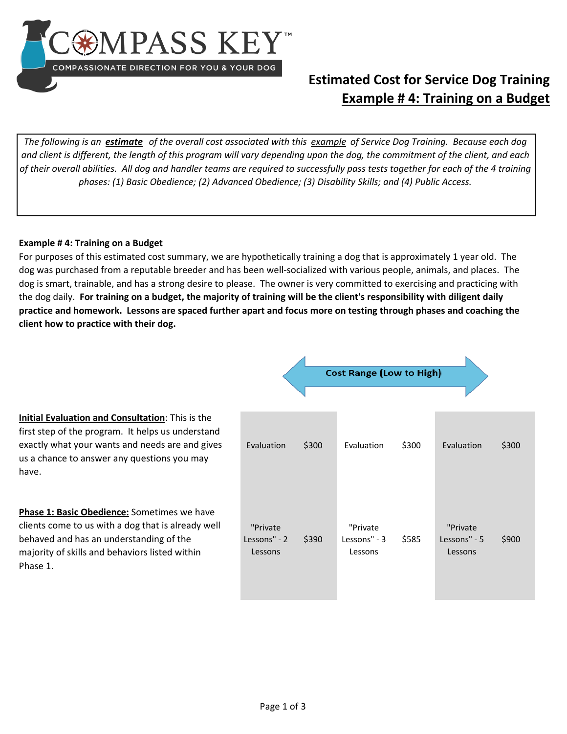COMPASS KEY™

COMPASSIONATE DIRECTION FOR YOU & YOUR DOG

# Estimated Cost for Service Dog Training

## Example # 4: Training on a Budget

*The following is an* ***estimate*** *of the overall cost associated with this* *example* *of Service Dog Training. Because each dog and client is different, the length of this program will vary depending upon the dog, the commitment of the client, and each of their overall abilities. All dog and handler teams are required to successfully pass tests together for each of the 4 training phases: (1) Basic Obedience; (2) Advanced Obedience; (3) Disability Skills; and (4) Public Access.*

**Example # 4: Training on a Budget**

For purposes of this estimated cost summary, we are hypothetically training a dog that is approximately 1 year old. The dog was purchased from a reputable breeder and has been well-socialized with various people, animals, and places. The dog is smart, trainable, and has a strong desire to please. The owner is very committed to exercising and practicing with the dog daily. **For training on a budget, the majority of training will be the client's responsibility with diligent daily practice and homework. Lessons are spaced further apart and focus more on testing through phases and coaching the client how to practice with their dog.**

**Cost Range (Low to High)**

| | Low | | Medium | | High | |
|---|---|---|---|---|---|---|
| **Initial Evaluation and Consultation**: This is the first step of the program. It helps us understand exactly what your wants and needs are and gives us a chance to answer any questions you may have. | Evaluation | $300 | Evaluation | $300 | Evaluation | $300 |
| **Phase 1: Basic Obedience:** Sometimes we have clients come to us with a dog that is already well behaved and has an understanding of the majority of skills and behaviors listed within Phase 1. | "Private Lessons" - 2 Lessons | $390 | "Private Lessons" - 3 Lessons | $585 | "Private Lessons" - 5 Lessons | $900 |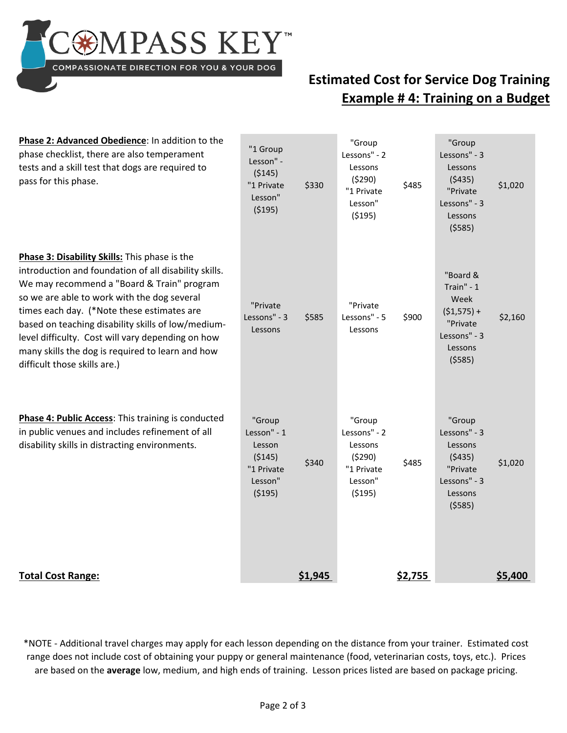## Estimated Cost for Service Dog Training

## Example # 4: Training on a Budget

| | | | | | | |
|---|---|---|---|---|---|---|
| **Phase 2: Advanced Obedience**: In addition to the phase checklist, there are also temperament tests and a skill test that dogs are required to pass for this phase. | "1 Group Lesson" - ($145) "1 Private Lesson" ($195) | $330 | "Group Lessons" - 2 Lessons ($290) "1 Private Lesson" ($195) | $485 | "Group Lessons" - 3 Lessons ($435) "Private Lessons" - 3 Lessons ($585) | $1,020 |
| **Phase 3: Disability Skills:** This phase is the introduction and foundation of all disability skills. We may recommend a "Board & Train" program so we are able to work with the dog several times each day. (*Note these estimates are based on teaching disability skills of low/medium-level difficulty. Cost will vary depending on how many skills the dog is required to learn and how difficult those skills are.) | "Private Lessons" - 3 Lessons | $585 | "Private Lessons" - 5 Lessons | $900 | "Board & Train" - 1 Week ($1,575) + "Private Lessons" - 3 Lessons ($585) | $2,160 |
| **Phase 4: Public Access**: This training is conducted in public venues and includes refinement of all disability skills in distracting environments. | "Group Lesson" - 1 Lesson ($145) "1 Private Lesson" ($195) | $340 | "Group Lessons" - 2 Lessons ($290) "1 Private Lesson" ($195) | $485 | "Group Lessons" - 3 Lessons ($435) "Private Lessons" - 3 Lessons ($585) | $1,020 |
| **Total Cost Range:** | | **$1,945** | | **$2,755** | | **$5,400** |

*NOTE - Additional travel charges may apply for each lesson depending on the distance from your trainer. Estimated cost range does not include cost of obtaining your puppy or general maintenance (food, veterinarian costs, toys, etc.). Prices are based on the **average** low, medium, and high ends of training. Lesson prices listed are based on package pricing.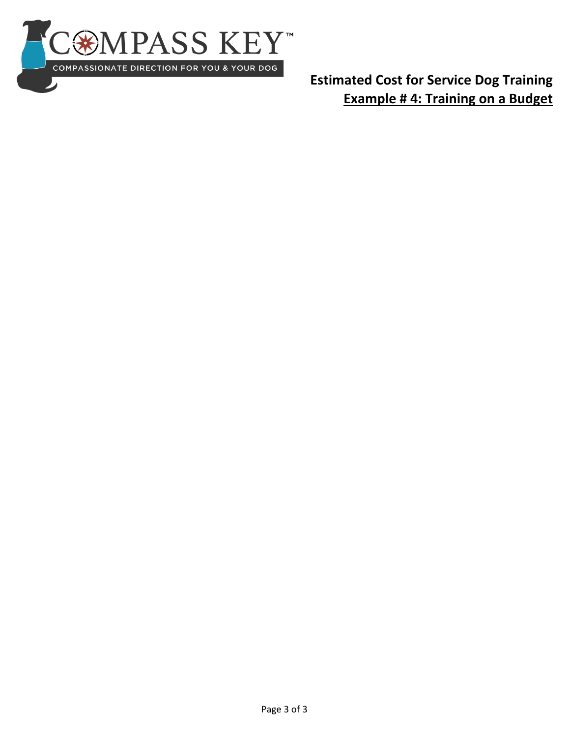COMPASS KEY™

COMPASSIONATE DIRECTION FOR YOU & YOUR DOG

**Estimated Cost for Service Dog Training**

**Example # 4: Training on a Budget**